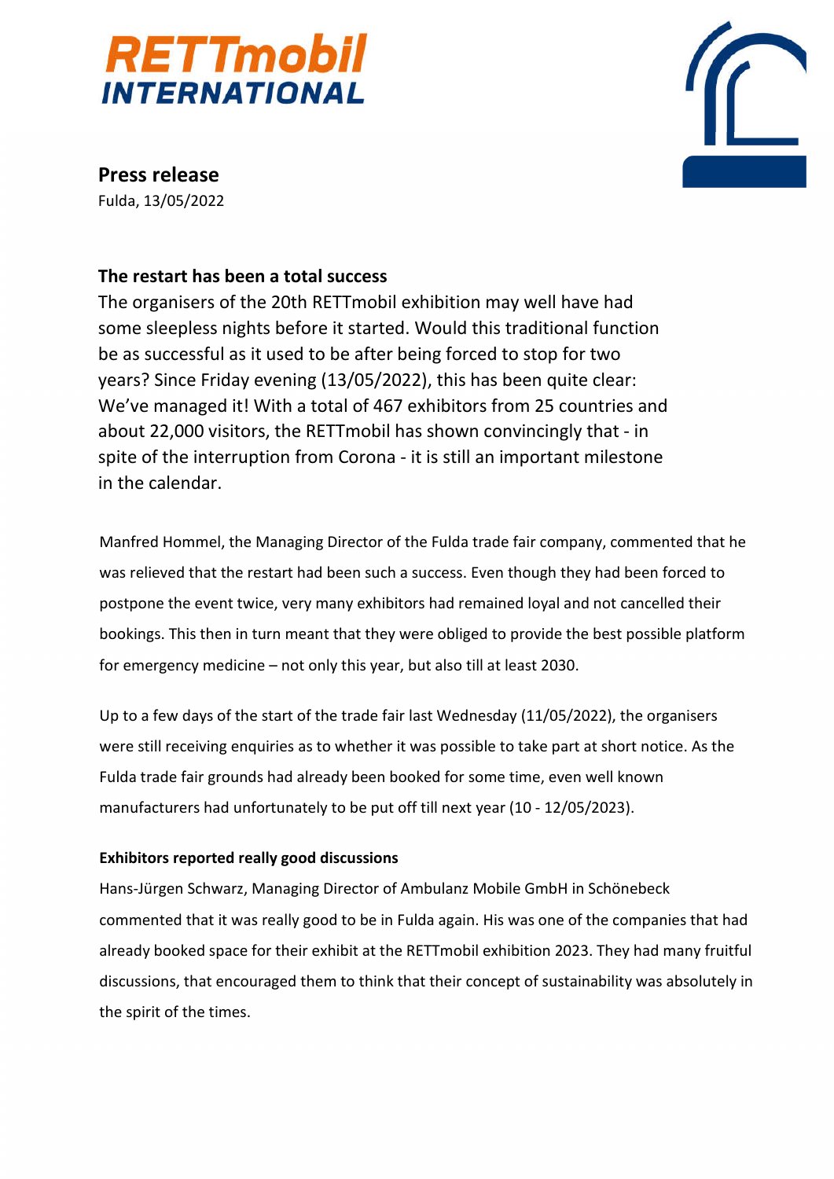# RETTmobil INTERNATIONAL

**Press release**

Fulda, 13/05/2022

## The restart has been a total success

The organisers of the 20th RETTmobil exhibition may well have had some sleepless nights before it started. Would this traditional function be as successful as it used to be after being forced to stop for two years? Since Friday evening (13/05/2022), this has been quite clear: We've managed it! With a total of 467 exhibitors from 25 countries and about 22,000 visitors, the RETTmobil has shown convincingly that - in spite of the interruption from Corona - it is still an important milestone in the calendar.

Manfred Hommel, the Managing Director of the Fulda trade fair company, commented that he was relieved that the restart had been such a success. Even though they had been forced to postpone the event twice, very many exhibitors had remained loyal and not cancelled their bookings. This then in turn meant that they were obliged to provide the best possible platform for emergency medicine – not only this year, but also till at least 2030.

Up to a few days of the start of the trade fair last Wednesday (11/05/2022), the organisers were still receiving enquiries as to whether it was possible to take part at short notice. As the Fulda trade fair grounds had already been booked for some time, even well known manufacturers had unfortunately to be put off till next year (10 - 12/05/2023).

### Exhibitors reported really good discussions

Hans-Jürgen Schwarz, Managing Director of Ambulanz Mobile GmbH in Schönebeck commented that it was really good to be in Fulda again. His was one of the companies that had already booked space for their exhibit at the RETTmobil exhibition 2023. They had many fruitful discussions, that encouraged them to think that their concept of sustainability was absolutely in the spirit of the times.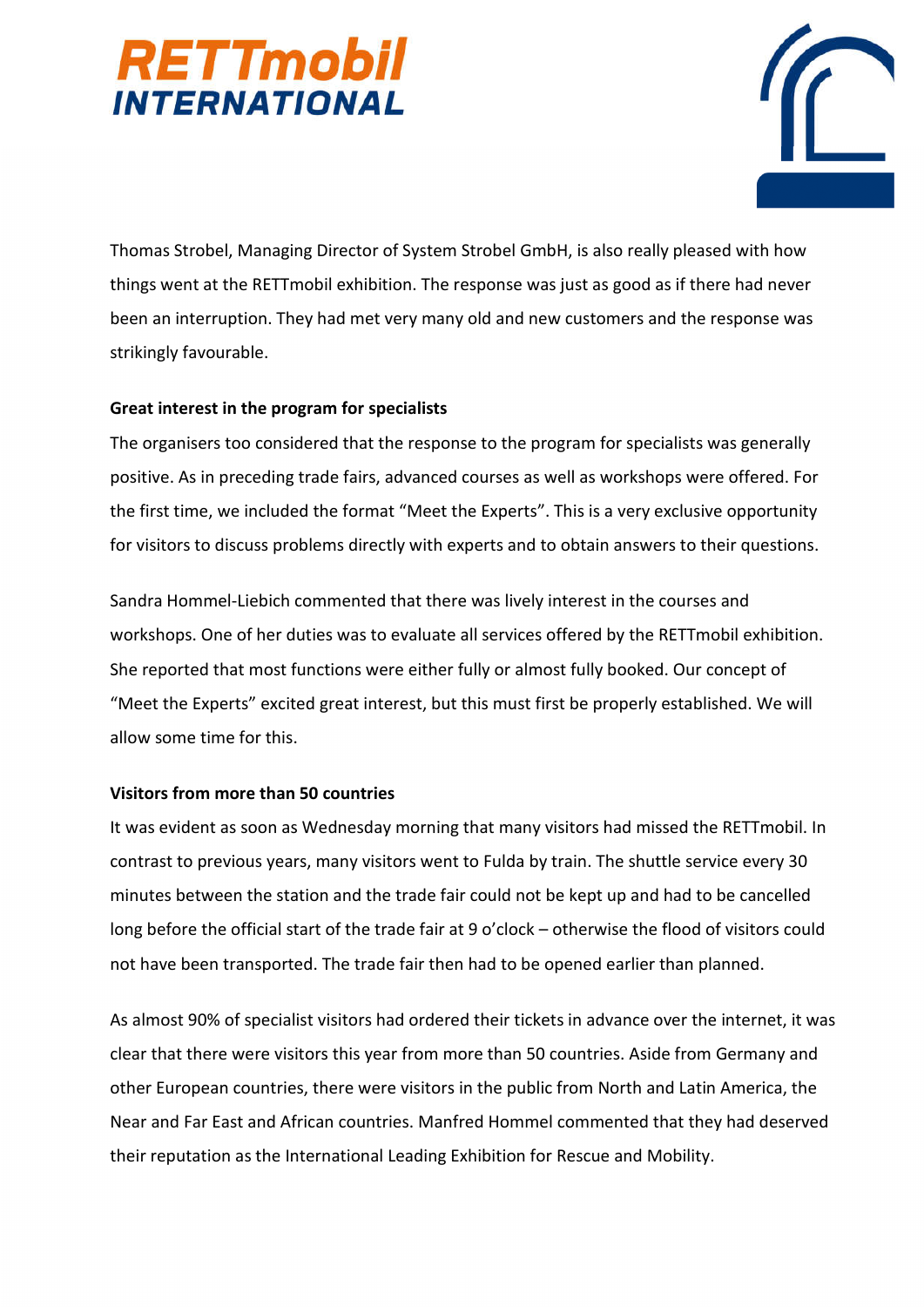Thomas Strobel, Managing Director of System Strobel GmbH, is also really pleased with how things went at the RETTmobil exhibition. The response was just as good as if there had never been an interruption. They had met very many old and new customers and the response was strikingly favourable.

**Great interest in the program for specialists**

The organisers too considered that the response to the program for specialists was generally positive. As in preceding trade fairs, advanced courses as well as workshops were offered. For the first time, we included the format "Meet the Experts". This is a very exclusive opportunity for visitors to discuss problems directly with experts and to obtain answers to their questions.

Sandra Hommel-Liebich commented that there was lively interest in the courses and workshops. One of her duties was to evaluate all services offered by the RETTmobil exhibition. She reported that most functions were either fully or almost fully booked. Our concept of "Meet the Experts" excited great interest, but this must first be properly established. We will allow some time for this.

**Visitors from more than 50 countries**

It was evident as soon as Wednesday morning that many visitors had missed the RETTmobil. In contrast to previous years, many visitors went to Fulda by train. The shuttle service every 30 minutes between the station and the trade fair could not be kept up and had to be cancelled long before the official start of the trade fair at 9 o'clock – otherwise the flood of visitors could not have been transported. The trade fair then had to be opened earlier than planned.

As almost 90% of specialist visitors had ordered their tickets in advance over the internet, it was clear that there were visitors this year from more than 50 countries. Aside from Germany and other European countries, there were visitors in the public from North and Latin America, the Near and Far East and African countries. Manfred Hommel commented that they had deserved their reputation as the International Leading Exhibition for Rescue and Mobility.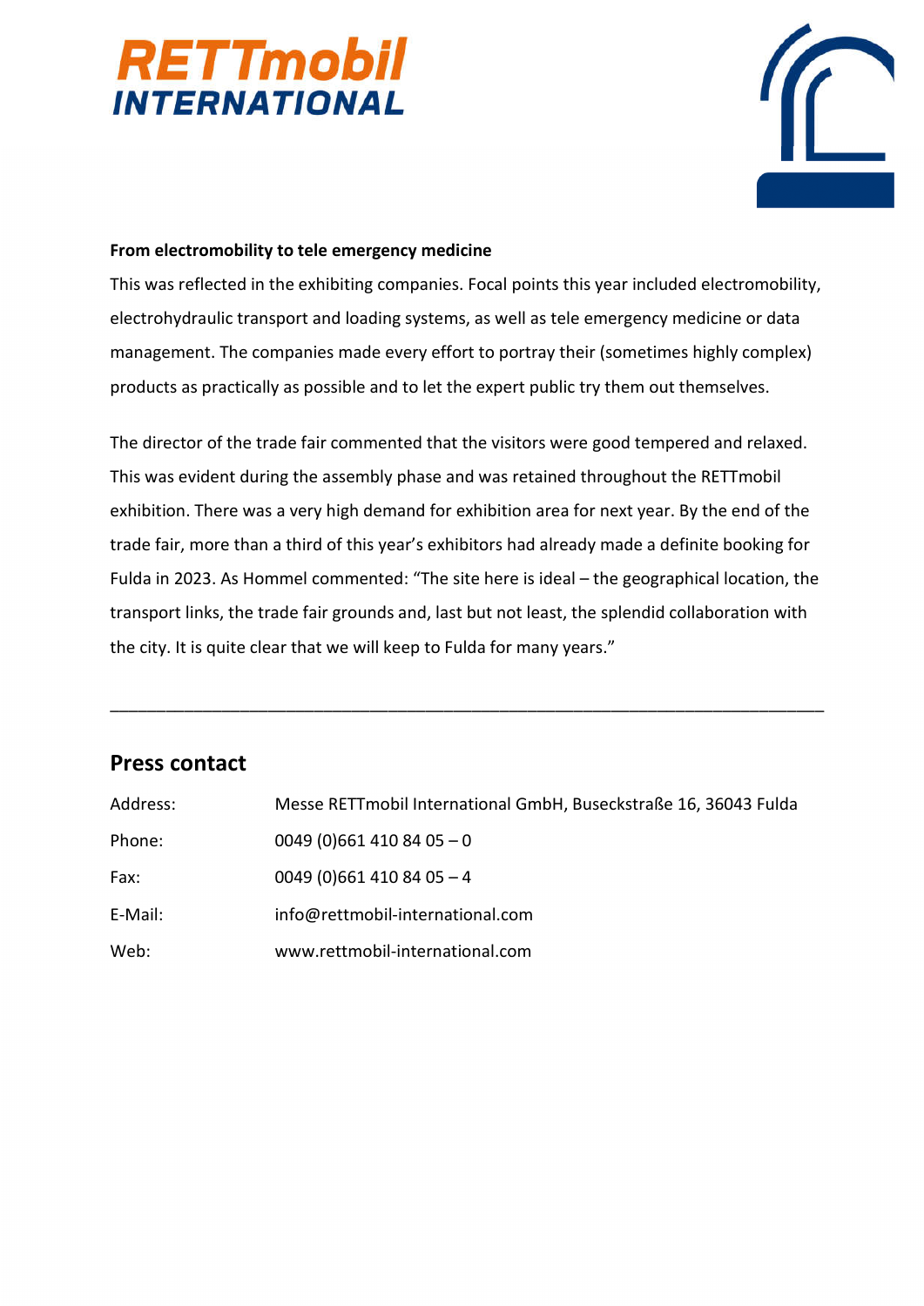**From electromobility to tele emergency medicine**

This was reflected in the exhibiting companies. Focal points this year included electromobility, electrohydraulic transport and loading systems, as well as tele emergency medicine or data management. The companies made every effort to portray their (sometimes highly complex) products as practically as possible and to let the expert public try them out themselves.

The director of the trade fair commented that the visitors were good tempered and relaxed. This was evident during the assembly phase and was retained throughout the RETTmobil exhibition. There was a very high demand for exhibition area for next year. By the end of the trade fair, more than a third of this year's exhibitors had already made a definite booking for Fulda in 2023. As Hommel commented: "The site here is ideal – the geographical location, the transport links, the trade fair grounds and, last but not least, the splendid collaboration with the city. It is quite clear that we will keep to Fulda for many years."

---

## Press contact

| | |
|---|---|
| Address: | Messe RETTmobil International GmbH, Buseckstraße 16, 36043 Fulda |
| Phone: | 0049 (0)661 410 84 05 – 0 |
| Fax: | 0049 (0)661 410 84 05 – 4 |
| E-Mail: | info@rettmobil-international.com |
| Web: | www.rettmobil-international.com |